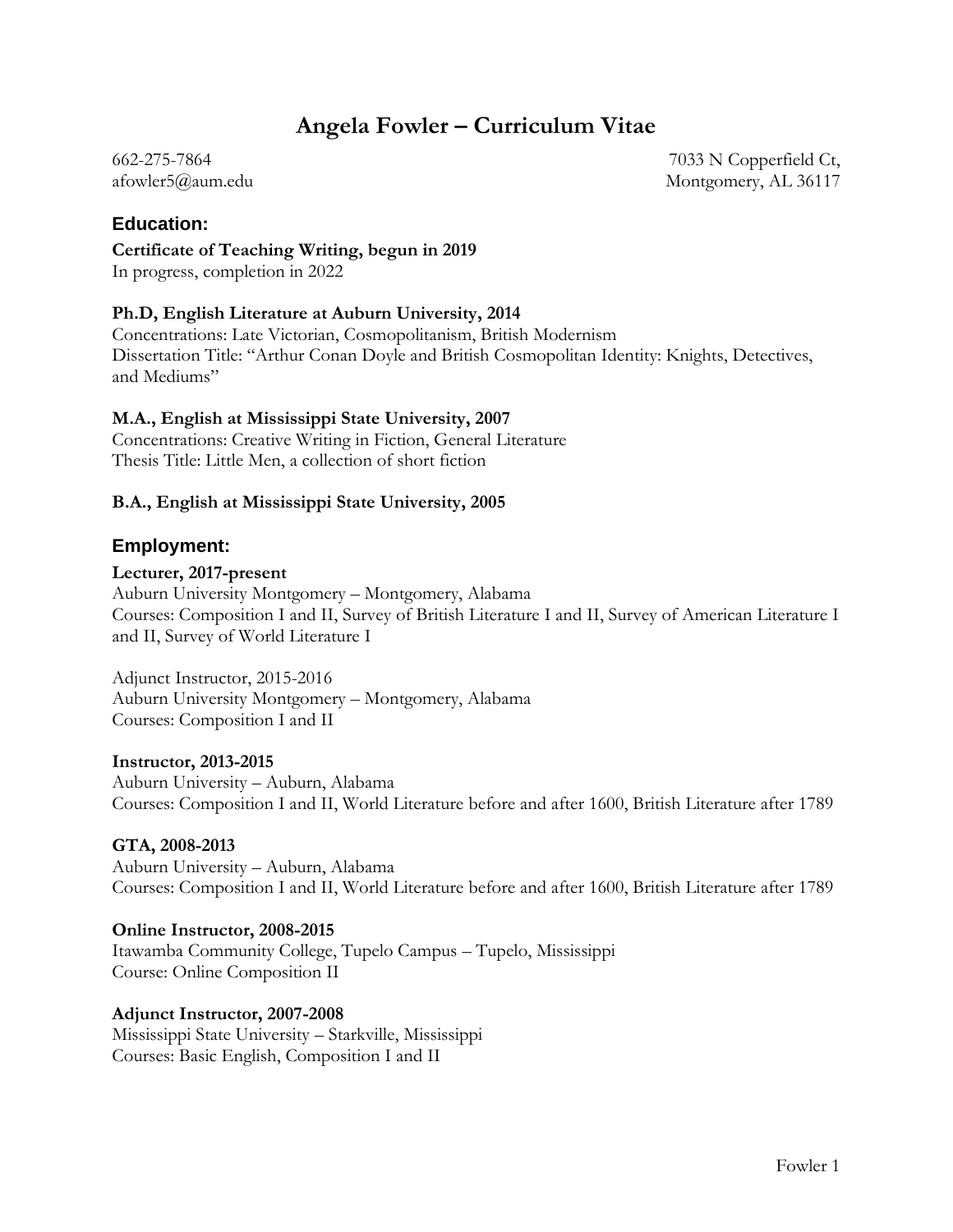# Angela Fowler – Curriculum Vitae

662-275-7864
afowler5@aum.edu

7033 N Copperfield Ct,
Montgomery, AL 36117

## Education:

**Certificate of Teaching Writing, begun in 2019**
In progress, completion in 2022

**Ph.D, English Literature at Auburn University, 2014**
Concentrations: Late Victorian, Cosmopolitanism, British Modernism
Dissertation Title: "Arthur Conan Doyle and British Cosmopolitan Identity: Knights, Detectives, and Mediums"

**M.A., English at Mississippi State University, 2007**
Concentrations: Creative Writing in Fiction, General Literature
Thesis Title: Little Men, a collection of short fiction

**B.A., English at Mississippi State University, 2005**

## Employment:

**Lecturer, 2017-present**
Auburn University Montgomery – Montgomery, Alabama
Courses: Composition I and II, Survey of British Literature I and II, Survey of American Literature I and II, Survey of World Literature I

Adjunct Instructor, 2015-2016
Auburn University Montgomery – Montgomery, Alabama
Courses: Composition I and II

**Instructor, 2013-2015**
Auburn University – Auburn, Alabama
Courses: Composition I and II, World Literature before and after 1600, British Literature after 1789

**GTA, 2008-2013**
Auburn University – Auburn, Alabama
Courses: Composition I and II, World Literature before and after 1600, British Literature after 1789

**Online Instructor, 2008-2015**
Itawamba Community College, Tupelo Campus – Tupelo, Mississippi
Course: Online Composition II

**Adjunct Instructor, 2007-2008**
Mississippi State University – Starkville, Mississippi
Courses: Basic English, Composition I and II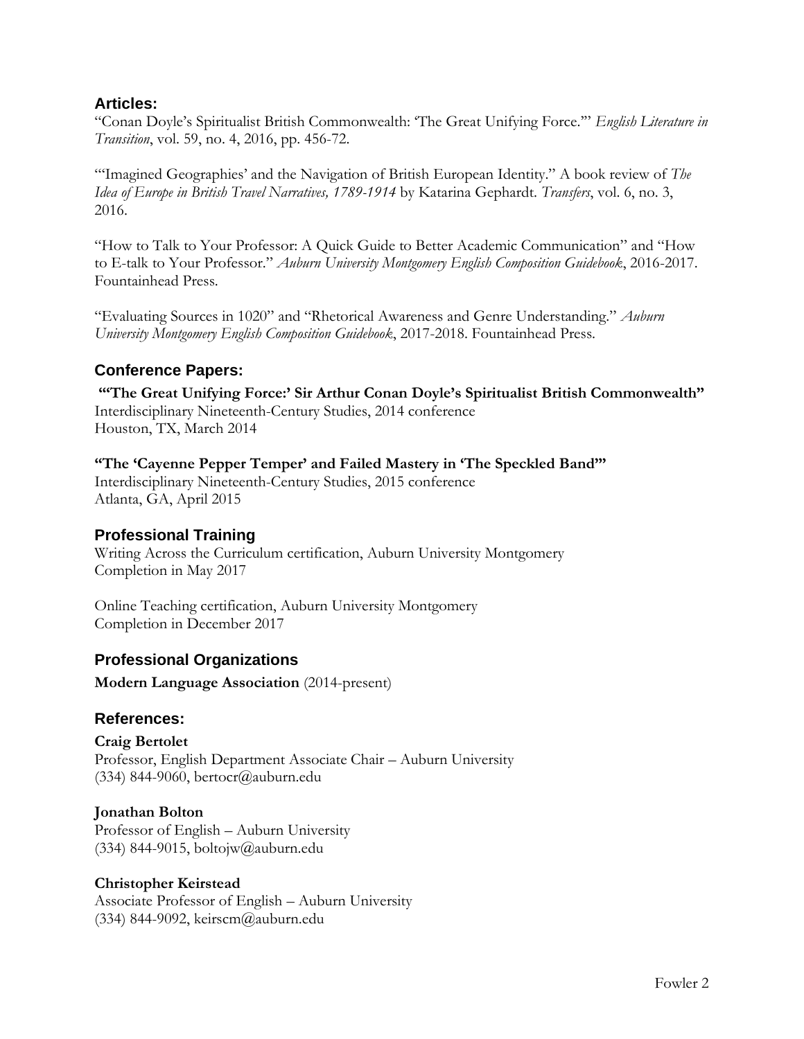## Articles:

"Conan Doyle's Spiritualist British Commonwealth: 'The Great Unifying Force.'" *English Literature in Transition*, vol. 59, no. 4, 2016, pp. 456-72.

"'Imagined Geographies' and the Navigation of British European Identity." A book review of *The Idea of Europe in British Travel Narratives, 1789-1914* by Katarina Gephardt. *Transfers*, vol. 6, no. 3, 2016.

"How to Talk to Your Professor: A Quick Guide to Better Academic Communication" and "How to E-talk to Your Professor." *Auburn University Montgomery English Composition Guidebook*, 2016-2017. Fountainhead Press.

"Evaluating Sources in 1020" and "Rhetorical Awareness and Genre Understanding." *Auburn University Montgomery English Composition Guidebook*, 2017-2018. Fountainhead Press.

## Conference Papers:

**"'The Great Unifying Force:' Sir Arthur Conan Doyle's Spiritualist British Commonwealth"**
Interdisciplinary Nineteenth-Century Studies, 2014 conference
Houston, TX, March 2014

**"The 'Cayenne Pepper Temper' and Failed Mastery in 'The Speckled Band'"**
Interdisciplinary Nineteenth-Century Studies, 2015 conference
Atlanta, GA, April 2015

## Professional Training

Writing Across the Curriculum certification, Auburn University Montgomery
Completion in May 2017

Online Teaching certification, Auburn University Montgomery
Completion in December 2017

## Professional Organizations

**Modern Language Association** (2014-present)

## References:

**Craig Bertolet**
Professor, English Department Associate Chair – Auburn University
(334) 844-9060, bertocr@auburn.edu

**Jonathan Bolton**
Professor of English – Auburn University
(334) 844-9015, boltojw@auburn.edu

**Christopher Keirstead**
Associate Professor of English – Auburn University
(334) 844-9092, keirscm@auburn.edu